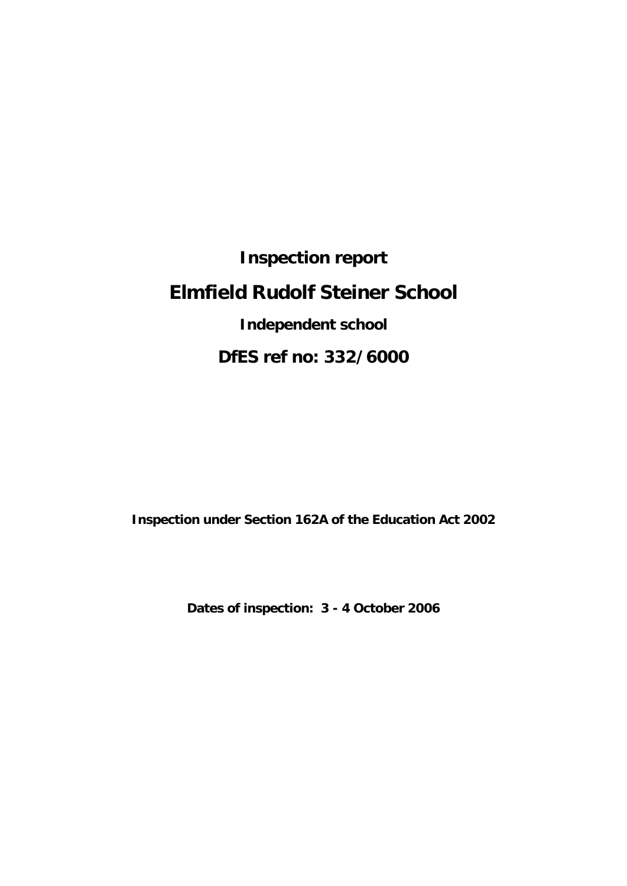# Inspection report

# Elmfield Rudolf Steiner School

**Independent school**

## DfES ref no: 332/6000

**Inspection under Section 162A of the Education Act 2002**

**Dates of inspection: 3 - 4 October 2006**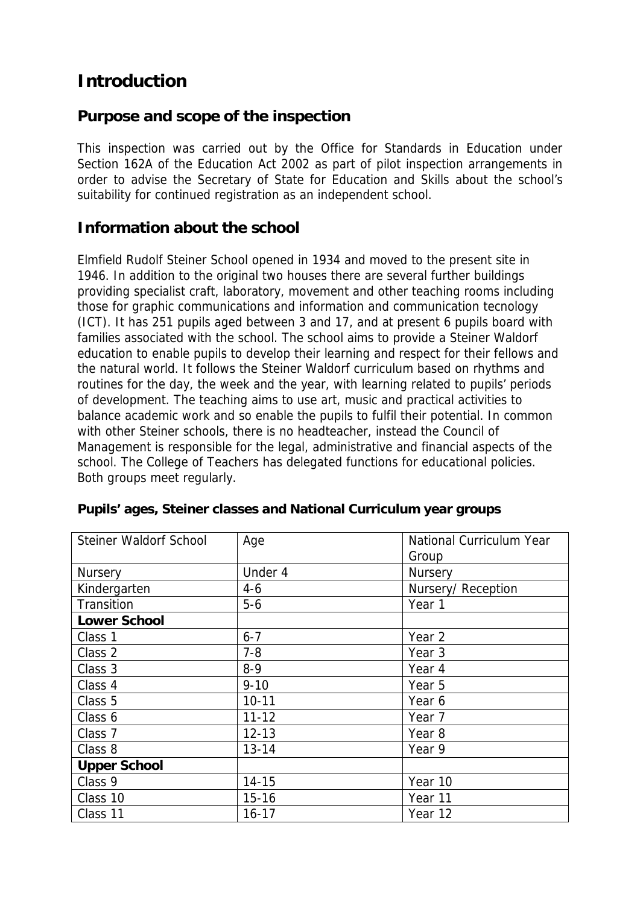# Introduction

## Purpose and scope of the inspection

This inspection was carried out by the Office for Standards in Education under Section 162A of the Education Act 2002 as part of pilot inspection arrangements in order to advise the Secretary of State for Education and Skills about the school's suitability for continued registration as an independent school.

## Information about the school

Elmfield Rudolf Steiner School opened in 1934 and moved to the present site in 1946. In addition to the original two houses there are several further buildings providing specialist craft, laboratory, movement and other teaching rooms including those for graphic communications and information and communication tecnology (ICT). It has 251 pupils aged between 3 and 17, and at present 6 pupils board with families associated with the school. The school aims to provide a Steiner Waldorf education to enable pupils to develop their learning and respect for their fellows and the natural world. It follows the Steiner Waldorf curriculum based on rhythms and routines for the day, the week and the year, with learning related to pupils' periods of development. The teaching aims to use art, music and practical activities to balance academic work and so enable the pupils to fulfil their potential. In common with other Steiner schools, there is no headteacher, instead the Council of Management is responsible for the legal, administrative and financial aspects of the school. The College of Teachers has delegated functions for educational policies. Both groups meet regularly.

**Pupils' ages, Steiner classes and National Curriculum year groups**

| Steiner Waldorf School | Age | National Curriculum Year Group |
|---|---|---|
| Nursery | Under 4 | Nursery |
| Kindergarten | 4-6 | Nursery/ Reception |
| Transition | 5-6 | Year 1 |
| **Lower School** | | |
| Class 1 | 6-7 | Year 2 |
| Class 2 | 7-8 | Year 3 |
| Class 3 | 8-9 | Year 4 |
| Class 4 | 9-10 | Year 5 |
| Class 5 | 10-11 | Year 6 |
| Class 6 | 11-12 | Year 7 |
| Class 7 | 12-13 | Year 8 |
| Class 8 | 13-14 | Year 9 |
| **Upper School** | | |
| Class 9 | 14-15 | Year 10 |
| Class 10 | 15-16 | Year 11 |
| Class 11 | 16-17 | Year 12 |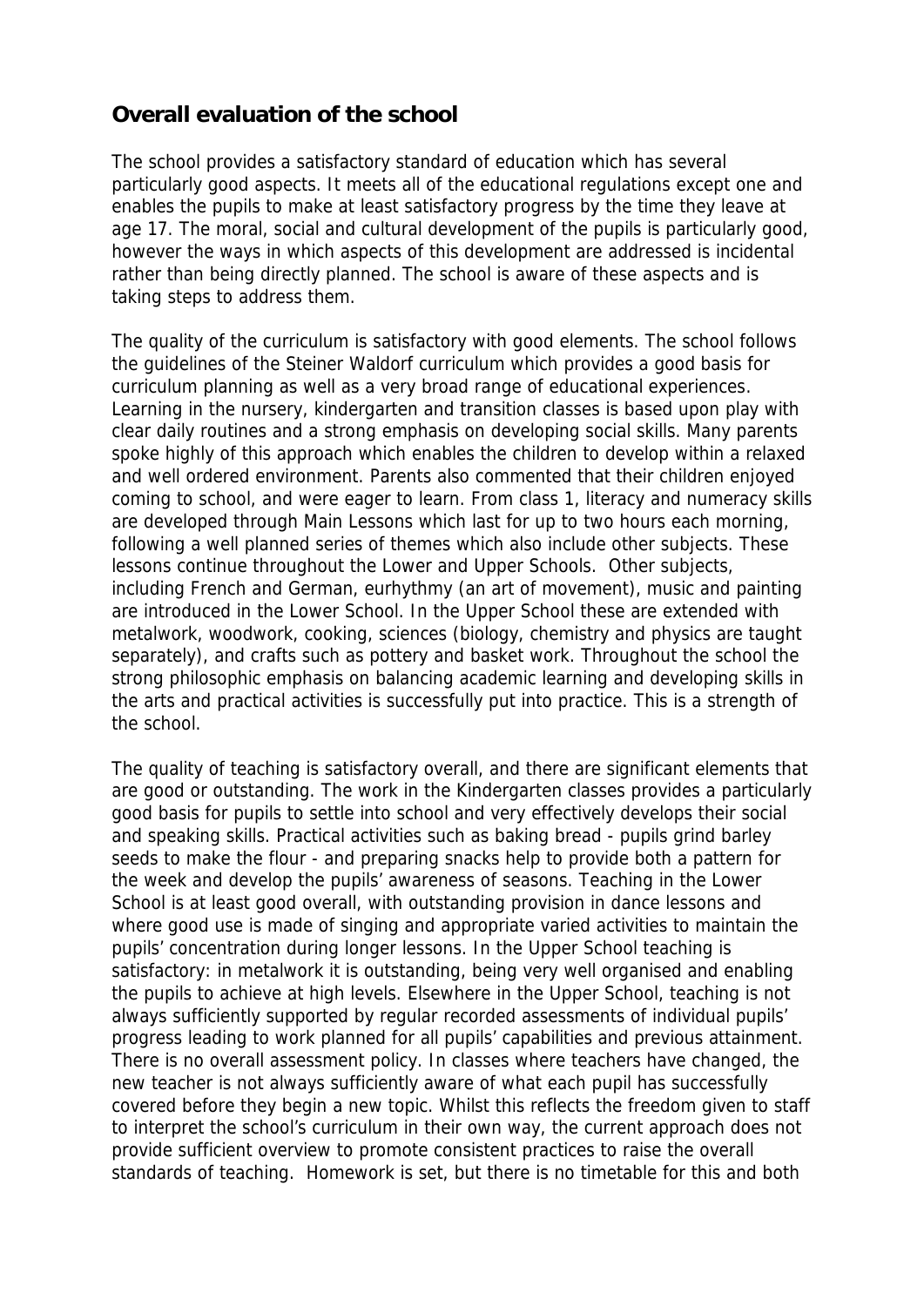## Overall evaluation of the school

The school provides a satisfactory standard of education which has several particularly good aspects. It meets all of the educational regulations except one and enables the pupils to make at least satisfactory progress by the time they leave at age 17. The moral, social and cultural development of the pupils is particularly good, however the ways in which aspects of this development are addressed is incidental rather than being directly planned. The school is aware of these aspects and is taking steps to address them.

The quality of the curriculum is satisfactory with good elements. The school follows the guidelines of the Steiner Waldorf curriculum which provides a good basis for curriculum planning as well as a very broad range of educational experiences. Learning in the nursery, kindergarten and transition classes is based upon play with clear daily routines and a strong emphasis on developing social skills. Many parents spoke highly of this approach which enables the children to develop within a relaxed and well ordered environment. Parents also commented that their children enjoyed coming to school, and were eager to learn. From class 1, literacy and numeracy skills are developed through Main Lessons which last for up to two hours each morning, following a well planned series of themes which also include other subjects. These lessons continue throughout the Lower and Upper Schools. Other subjects, including French and German, eurhythmy (an art of movement), music and painting are introduced in the Lower School. In the Upper School these are extended with metalwork, woodwork, cooking, sciences (biology, chemistry and physics are taught separately), and crafts such as pottery and basket work. Throughout the school the strong philosophic emphasis on balancing academic learning and developing skills in the arts and practical activities is successfully put into practice. This is a strength of the school.

The quality of teaching is satisfactory overall, and there are significant elements that are good or outstanding. The work in the Kindergarten classes provides a particularly good basis for pupils to settle into school and very effectively develops their social and speaking skills. Practical activities such as baking bread - pupils grind barley seeds to make the flour - and preparing snacks help to provide both a pattern for the week and develop the pupils' awareness of seasons. Teaching in the Lower School is at least good overall, with outstanding provision in dance lessons and where good use is made of singing and appropriate varied activities to maintain the pupils' concentration during longer lessons. In the Upper School teaching is satisfactory: in metalwork it is outstanding, being very well organised and enabling the pupils to achieve at high levels. Elsewhere in the Upper School, teaching is not always sufficiently supported by regular recorded assessments of individual pupils' progress leading to work planned for all pupils' capabilities and previous attainment. There is no overall assessment policy. In classes where teachers have changed, the new teacher is not always sufficiently aware of what each pupil has successfully covered before they begin a new topic. Whilst this reflects the freedom given to staff to interpret the school's curriculum in their own way, the current approach does not provide sufficient overview to promote consistent practices to raise the overall standards of teaching. Homework is set, but there is no timetable for this and both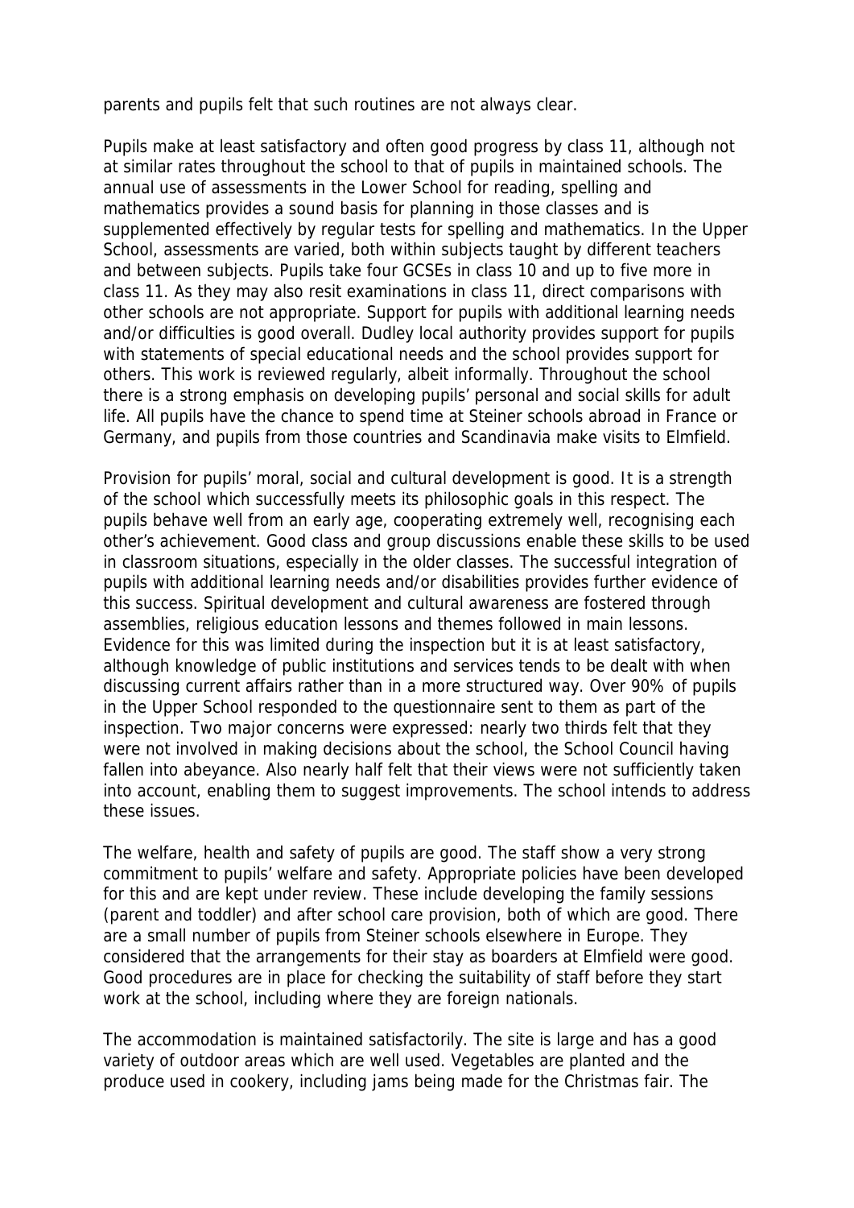parents and pupils felt that such routines are not always clear.

Pupils make at least satisfactory and often good progress by class 11, although not at similar rates throughout the school to that of pupils in maintained schools. The annual use of assessments in the Lower School for reading, spelling and mathematics provides a sound basis for planning in those classes and is supplemented effectively by regular tests for spelling and mathematics. In the Upper School, assessments are varied, both within subjects taught by different teachers and between subjects. Pupils take four GCSEs in class 10 and up to five more in class 11. As they may also resit examinations in class 11, direct comparisons with other schools are not appropriate. Support for pupils with additional learning needs and/or difficulties is good overall. Dudley local authority provides support for pupils with statements of special educational needs and the school provides support for others. This work is reviewed regularly, albeit informally. Throughout the school there is a strong emphasis on developing pupils' personal and social skills for adult life. All pupils have the chance to spend time at Steiner schools abroad in France or Germany, and pupils from those countries and Scandinavia make visits to Elmfield.

Provision for pupils' moral, social and cultural development is good. It is a strength of the school which successfully meets its philosophic goals in this respect. The pupils behave well from an early age, cooperating extremely well, recognising each other's achievement. Good class and group discussions enable these skills to be used in classroom situations, especially in the older classes. The successful integration of pupils with additional learning needs and/or disabilities provides further evidence of this success. Spiritual development and cultural awareness are fostered through assemblies, religious education lessons and themes followed in main lessons. Evidence for this was limited during the inspection but it is at least satisfactory, although knowledge of public institutions and services tends to be dealt with when discussing current affairs rather than in a more structured way. Over 90% of pupils in the Upper School responded to the questionnaire sent to them as part of the inspection. Two major concerns were expressed: nearly two thirds felt that they were not involved in making decisions about the school, the School Council having fallen into abeyance. Also nearly half felt that their views were not sufficiently taken into account, enabling them to suggest improvements. The school intends to address these issues.

The welfare, health and safety of pupils are good. The staff show a very strong commitment to pupils' welfare and safety. Appropriate policies have been developed for this and are kept under review. These include developing the family sessions (parent and toddler) and after school care provision, both of which are good. There are a small number of pupils from Steiner schools elsewhere in Europe. They considered that the arrangements for their stay as boarders at Elmfield were good. Good procedures are in place for checking the suitability of staff before they start work at the school, including where they are foreign nationals.

The accommodation is maintained satisfactorily. The site is large and has a good variety of outdoor areas which are well used. Vegetables are planted and the produce used in cookery, including jams being made for the Christmas fair. The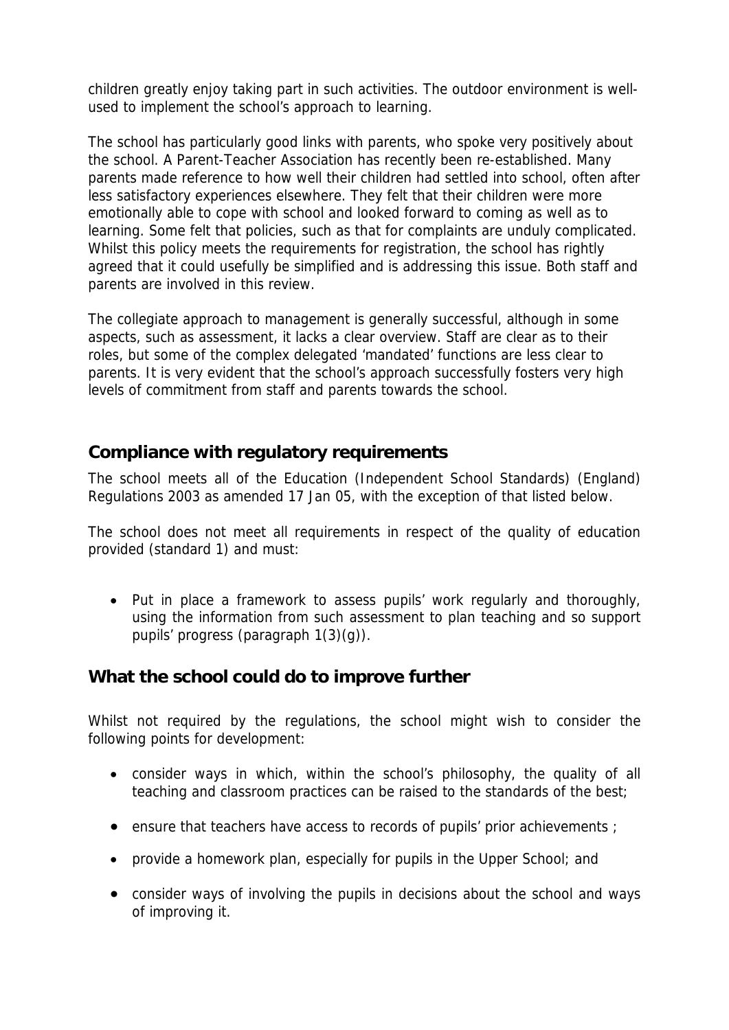children greatly enjoy taking part in such activities. The outdoor environment is well-used to implement the school's approach to learning.

The school has particularly good links with parents, who spoke very positively about the school. A Parent-Teacher Association has recently been re-established. Many parents made reference to how well their children had settled into school, often after less satisfactory experiences elsewhere. They felt that their children were more emotionally able to cope with school and looked forward to coming as well as to learning. Some felt that policies, such as that for complaints are unduly complicated. Whilst this policy meets the requirements for registration, the school has rightly agreed that it could usefully be simplified and is addressing this issue. Both staff and parents are involved in this review.

The collegiate approach to management is generally successful, although in some aspects, such as assessment, it lacks a clear overview. Staff are clear as to their roles, but some of the complex delegated 'mandated' functions are less clear to parents. It is very evident that the school's approach successfully fosters very high levels of commitment from staff and parents towards the school.

## Compliance with regulatory requirements

The school meets all of the Education (Independent School Standards) (England) Regulations 2003 as amended 17 Jan 05, with the exception of that listed below.

The school does not meet all requirements in respect of the quality of education provided (standard 1) and must:

- Put in place a framework to assess pupils' work regularly and thoroughly, using the information from such assessment to plan teaching and so support pupils' progress (paragraph 1(3)(g)).

## What the school could do to improve further

Whilst not required by the regulations, the school might wish to consider the following points for development:

- consider ways in which, within the school's philosophy, the quality of all teaching and classroom practices can be raised to the standards of the best;
- ensure that teachers have access to records of pupils' prior achievements ;
- provide a homework plan, especially for pupils in the Upper School; and
- consider ways of involving the pupils in decisions about the school and ways of improving it.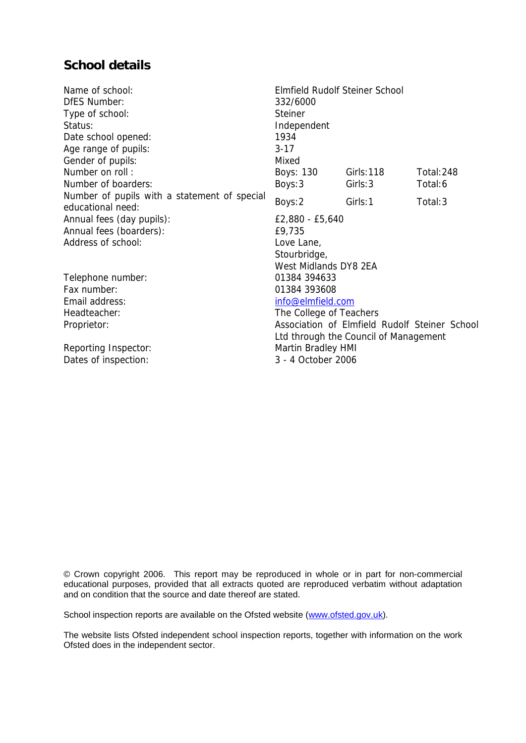## School details

| | | | |
|---|---|---|---|
| Name of school: | Elmfield Rudolf Steiner School | | |
| DfES Number: | 332/6000 | | |
| Type of school: | Steiner | | |
| Status: | Independent | | |
| Date school opened: | 1934 | | |
| Age range of pupils: | 3-17 | | |
| Gender of pupils: | Mixed | | |
| Number on roll : | Boys: 130 | Girls:118 | Total:248 |
| Number of boarders: | Boys:3 | Girls:3 | Total:6 |
| Number of pupils with a statement of special educational need: | Boys:2 | Girls:1 | Total:3 |
| Annual fees (day pupils): | £2,880 - £5,640 | | |
| Annual fees (boarders): | £9,735 | | |
| Address of school: | Love Lane, Stourbridge, West Midlands DY8 2EA | | |
| Telephone number: | 01384 394633 | | |
| Fax number: | 01384 393608 | | |
| Email address: | info@elmfield.com | | |
| Headteacher: | The College of Teachers | | |
| Proprietor: | Association of Elmfield Rudolf Steiner School Ltd through the Council of Management | | |
| Reporting Inspector: | Martin Bradley HMI | | |
| Dates of inspection: | 3 - 4 October 2006 | | |

© Crown copyright 2006. This report may be reproduced in whole or in part for non-commercial educational purposes, provided that all extracts quoted are reproduced verbatim without adaptation and on condition that the source and date thereof are stated.

School inspection reports are available on the Ofsted website (www.ofsted.gov.uk).

The website lists Ofsted independent school inspection reports, together with information on the work Ofsted does in the independent sector.